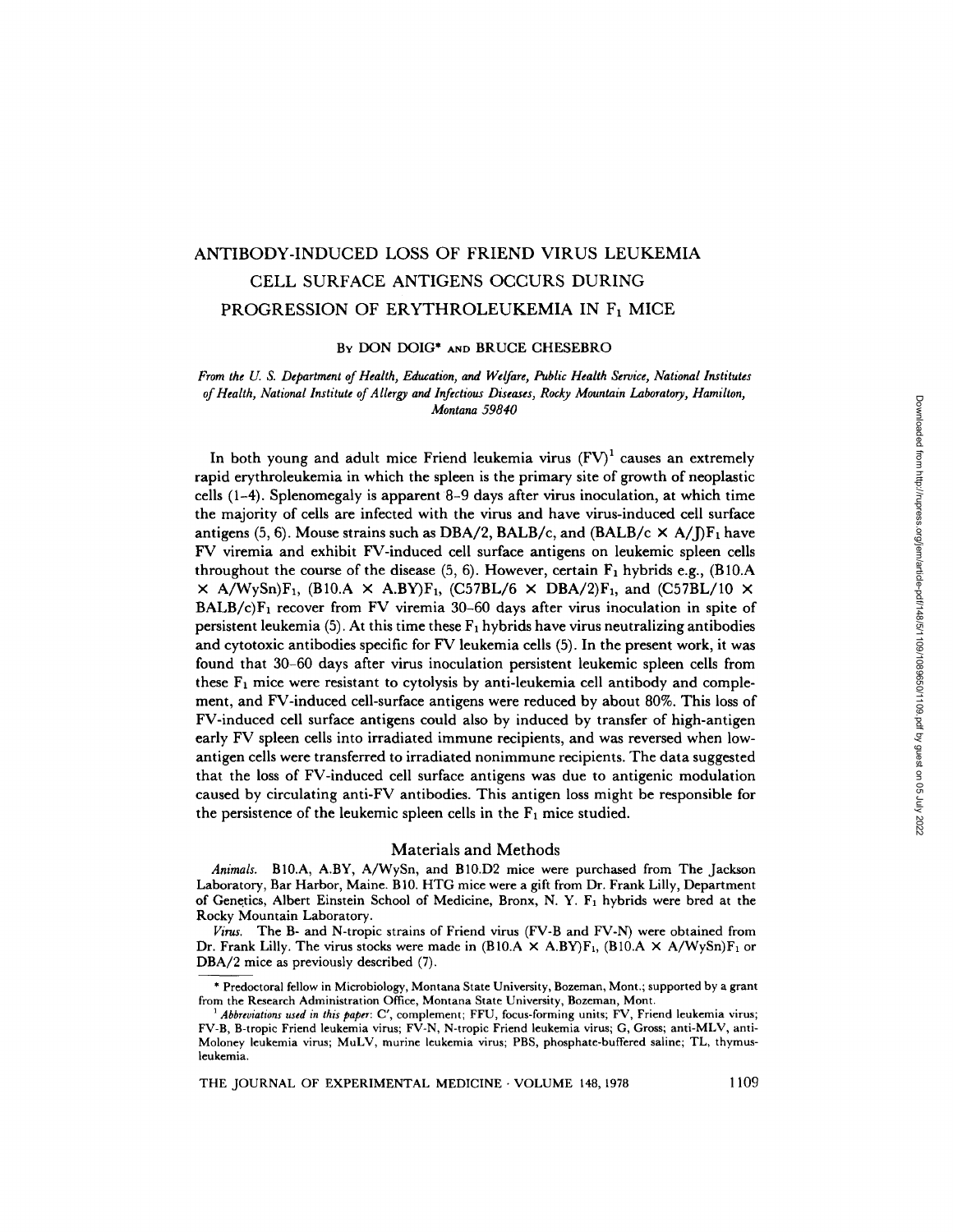# ANTIBODY-INDUCED LOSS OF FRIEND VIRUS LEUKEMIA CELL SURFACE ANTIGENS OCCURS DURING PROGRESSION OF ERYTHROLEUKEMIA IN $F_1$ MICE

By DON DOIG* AND BRUCE CHESEBRO

*From the U. S. Department of Health, Education, and Welfare, Public Health Service, National Institutes of Health, National Institute of Allergy and Infectious Diseases, Rocky Mountain Laboratory, Hamilton, Montana 59840*

In both young and adult mice Friend leukemia virus (FV)[1] causes an extremely rapid erythroleukemia in which the spleen is the primary site of growth of neoplastic cells (1–4). Splenomegaly is apparent 8–9 days after virus inoculation, at which time the majority of cells are infected with the virus and have virus-induced cell surface antigens (5, 6). Mouse strains such as DBA/2, BALB/c, and (BALB/c × A/J)$F_1$ have FV viremia and exhibit FV-induced cell surface antigens on leukemic spleen cells throughout the course of the disease (5, 6). However, certain $F_1$ hybrids e.g., (B10.A × A/WySn)$F_1$, (B10.A × A.BY)$F_1$, (C57BL/6 × DBA/2)$F_1$, and (C57BL/10 × BALB/c)$F_1$ recover from FV viremia 30–60 days after virus inoculation in spite of persistent leukemia (5). At this time these $F_1$ hybrids have virus neutralizing antibodies and cytotoxic antibodies specific for FV leukemia cells (5). In the present work, it was found that 30–60 days after virus inoculation persistent leukemic spleen cells from these $F_1$ mice were resistant to cytolysis by anti-leukemia cell antibody and complement, and FV-induced cell-surface antigens were reduced by about 80%. This loss of FV-induced cell surface antigens could also by induced by transfer of high-antigen early FV spleen cells into irradiated immune recipients, and was reversed when low-antigen cells were transferred to irradiated nonimmune recipients. The data suggested that the loss of FV-induced cell surface antigens was due to antigenic modulation caused by circulating anti-FV antibodies. This antigen loss might be responsible for the persistence of the leukemic spleen cells in the $F_1$ mice studied.

## Materials and Methods

*Animals.* B10.A, A.BY, A/WySn, and B10.D2 mice were purchased from The Jackson Laboratory, Bar Harbor, Maine. B10. HTG mice were a gift from Dr. Frank Lilly, Department of Genetics, Albert Einstein School of Medicine, Bronx, N. Y. $F_1$ hybrids were bred at the Rocky Mountain Laboratory.

*Virus.* The B- and N-tropic strains of Friend virus (FV-B and FV-N) were obtained from Dr. Frank Lilly. The virus stocks were made in (B10.A × A.BY)$F_1$, (B10.A × A/WySn)$F_1$ or DBA/2 mice as previously described (7).

---

\* Predoctoral fellow in Microbiology, Montana State University, Bozeman, Mont.; supported by a grant from the Research Administration Office, Montana State University, Bozeman, Mont.

[1] *Abbreviations used in this paper:* C', complement; FFU, focus-forming units; FV, Friend leukemia virus; FV-B, B-tropic Friend leukemia virus; FV-N, N-tropic Friend leukemia virus; G, Gross; anti-MLV, anti-Moloney leukemia virus; MuLV, murine leukemia virus; PBS, phosphate-buffered saline; TL, thymus-leukemia.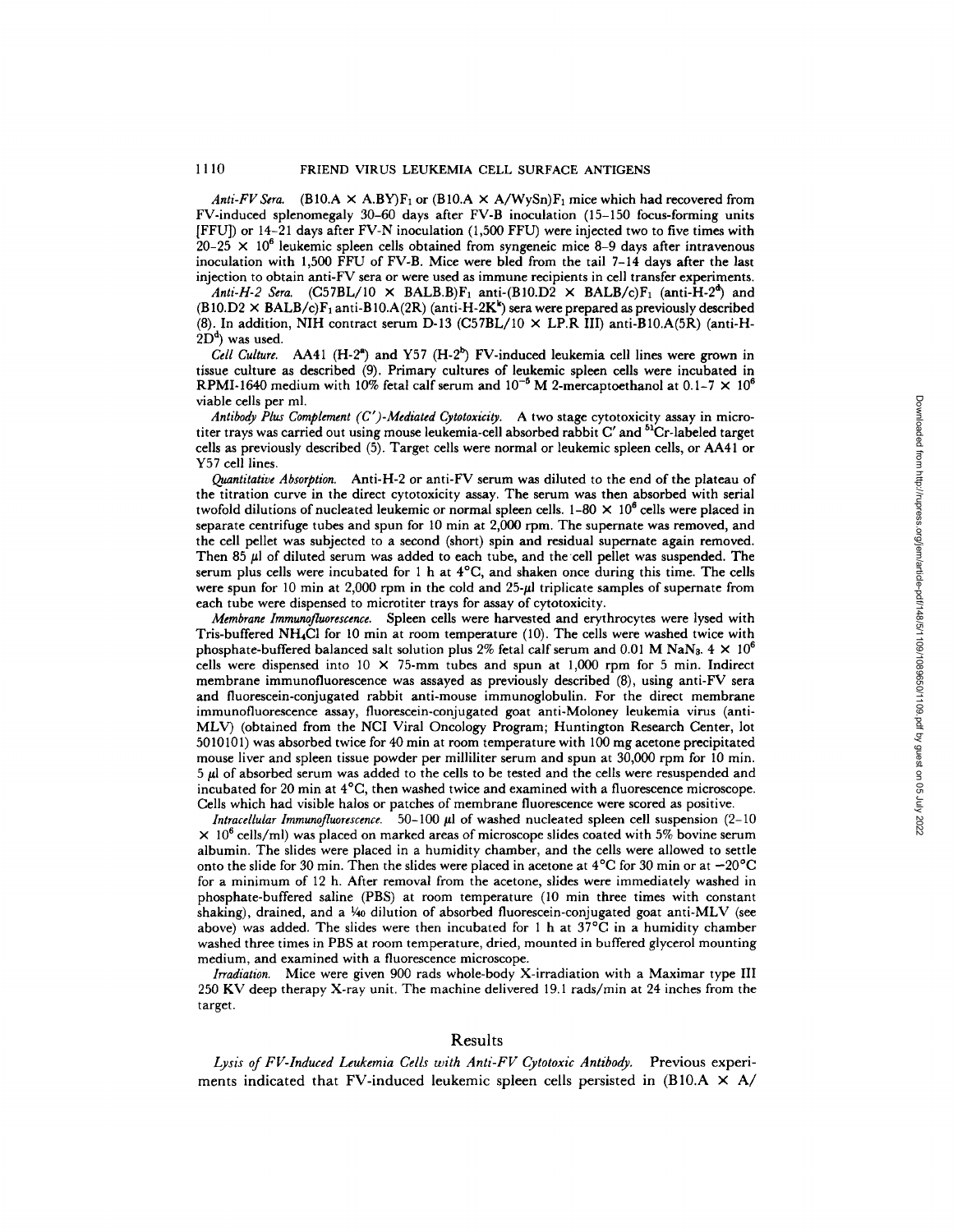*Anti-FV Sera.* (B10.A × A.BY)$F_1$ or (B10.A × A/WySn)$F_1$ mice which had recovered from FV-induced splenomegaly 30–60 days after FV-B inoculation (15–150 focus-forming units [FFU]) or 14–21 days after FV-N inoculation (1,500 FFU) were injected two to five times with 20–25 × $10^6$ leukemic spleen cells obtained from syngeneic mice 8–9 days after intravenous inoculation with 1,500 FFU of FV-B. Mice were bled from the tail 7–14 days after the last injection to obtain anti-FV sera or were used as immune recipients in cell transfer experiments.

*Anti-H-2 Sera.* (C57BL/10 × BALB.B)$F_1$ anti-(B10.D2 × BALB/c)$F_1$ (anti-H-$2^d$) and (B10.D2 × BALB/c)$F_1$ anti-B10.A(2R) (anti-H-$2K^k$) sera were prepared as previously described (8). In addition, NIH contract serum D-13 (C57BL/10 × LP.R III) anti-B10.A(5R) (anti-H-$2D^d$) was used.

*Cell Culture.* AA41 (H-$2^a$) and Y57 (H-$2^b$) FV-induced leukemia cell lines were grown in tissue culture as described (9). Primary cultures of leukemic spleen cells were incubated in RPMI-1640 medium with 10% fetal calf serum and $10^{-5}$ M 2-mercaptoethanol at 0.1–7 × $10^6$ viable cells per ml.

*Antibody Plus Complement (C′)-Mediated Cytotoxicity.* A two stage cytotoxicity assay in microtiter trays was carried out using mouse leukemia-cell absorbed rabbit C′ and $^{51}$Cr-labeled target cells as previously described (5). Target cells were normal or leukemic spleen cells, or AA41 or Y57 cell lines.

*Quantitative Absorption.* Anti-H-2 or anti-FV serum was diluted to the end of the plateau of the titration curve in the direct cytotoxicity assay. The serum was then absorbed with serial twofold dilutions of nucleated leukemic or normal spleen cells. 1–80 × $10^6$ cells were placed in separate centrifuge tubes and spun for 10 min at 2,000 rpm. The supernate was removed, and the cell pellet was subjected to a second (short) spin and residual supernate again removed. Then 85 μl of diluted serum was added to each tube, and the cell pellet was suspended. The serum plus cells were incubated for 1 h at 4°C, and shaken once during this time. The cells were spun for 10 min at 2,000 rpm in the cold and 25-μl triplicate samples of supernate from each tube were dispensed to microtiter trays for assay of cytotoxicity.

*Membrane Immunofluorescence.* Spleen cells were harvested and erythrocytes were lysed with Tris-buffered $NH_4Cl$ for 10 min at room temperature (10). The cells were washed twice with phosphate-buffered balanced salt solution plus 2% fetal calf serum and 0.01 M $NaN_3$. 4 × $10^6$ cells were dispensed into 10 × 75-mm tubes and spun at 1,000 rpm for 5 min. Indirect membrane immunofluorescence was assayed as previously described (8), using anti-FV sera and fluorescein-conjugated rabbit anti-mouse immunoglobulin. For the direct membrane immunofluorescence assay, fluorescein-conjugated goat anti-Moloney leukemia virus (anti-MLV) (obtained from the NCI Viral Oncology Program; Huntington Research Center, lot 5010101) was absorbed twice for 40 min at room temperature with 100 mg acetone precipitated mouse liver and spleen tissue powder per milliliter serum and spun at 30,000 rpm for 10 min. 5 μl of absorbed serum was added to the cells to be tested and the cells were resuspended and incubated for 20 min at 4°C, then washed twice and examined with a fluorescence microscope. Cells which had visible halos or patches of membrane fluorescence were scored as positive.

*Intracellular Immunofluorescence.* 50–100 μl of washed nucleated spleen cell suspension (2–10 × $10^6$ cells/ml) was placed on marked areas of microscope slides coated with 5% bovine serum albumin. The slides were placed in a humidity chamber, and the cells were allowed to settle onto the slide for 30 min. Then the slides were placed in acetone at 4°C for 30 min or at −20°C for a minimum of 12 h. After removal from the acetone, slides were immediately washed in phosphate-buffered saline (PBS) at room temperature (10 min three times with constant shaking), drained, and a 1/40 dilution of absorbed fluorescein-conjugated goat anti-MLV (see above) was added. The slides were then incubated for 1 h at 37°C in a humidity chamber washed three times in PBS at room temperature, dried, mounted in buffered glycerol mounting medium, and examined with a fluorescence microscope.

*Irradiation.* Mice were given 900 rads whole-body X-irradiation with a Maximar type III 250 KV deep therapy X-ray unit. The machine delivered 19.1 rads/min at 24 inches from the target.

## Results

*Lysis of FV-Induced Leukemia Cells with Anti-FV Cytotoxic Antibody.* Previous experiments indicated that FV-induced leukemic spleen cells persisted in (B10.A × A/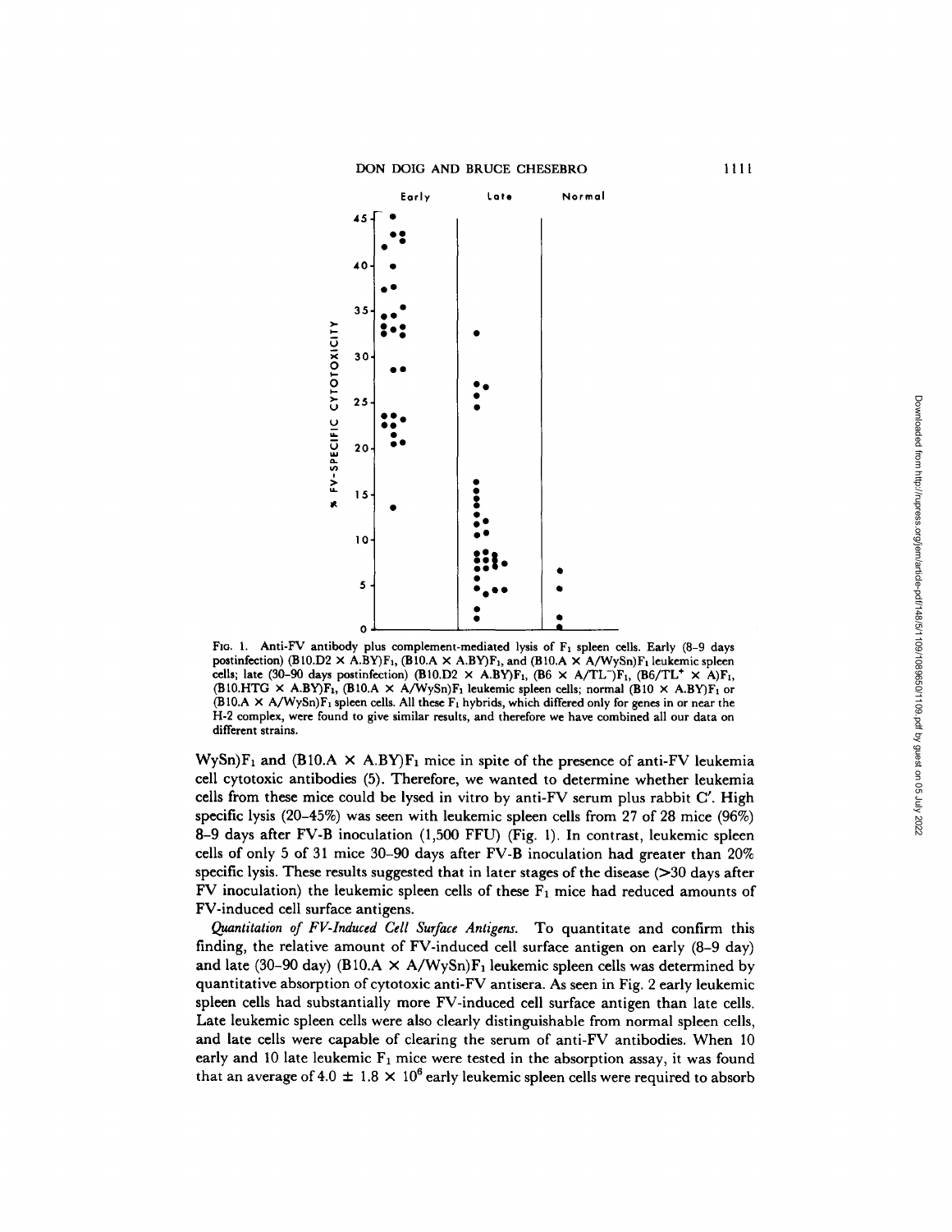FIG. 1. Anti-FV antibody plus complement-mediated lysis of $F_1$ spleen cells. Early (8–9 days postinfection) (B10.D2 × A.BY)$F_1$, (B10.A × A.BY)$F_1$, and (B10.A × A/WySn)$F_1$ leukemic spleen cells; late (30–90 days postinfection) (B10.D2 × A.BY)$F_1$, (B6 × A/TL$^-$)$F_1$, (B6/TL$^+$ × A)$F_1$, (B10.HTG × A.BY)$F_1$, (B10.A × A/WySn)$F_1$ leukemic spleen cells; normal (B10 × A.BY)$F_1$ or (B10.A × A/WySn)$F_1$ spleen cells. All these $F_1$ hybrids, which differed only for genes in or near the H-2 complex, were found to give similar results, and therefore we have combined all our data on different strains.

WySn)$F_1$ and (B10.A × A.BY)$F_1$ mice in spite of the presence of anti-FV leukemia cell cytotoxic antibodies (5). Therefore, we wanted to determine whether leukemia cells from these mice could be lysed in vitro by anti-FV serum plus rabbit C′. High specific lysis (20–45%) was seen with leukemic spleen cells from 27 of 28 mice (96%) 8–9 days after FV-B inoculation (1,500 FFU) (Fig. 1). In contrast, leukemic spleen cells of only 5 of 31 mice 30–90 days after FV-B inoculation had greater than 20% specific lysis. These results suggested that in later stages of the disease (>30 days after FV inoculation) the leukemic spleen cells of these $F_1$ mice had reduced amounts of FV-induced cell surface antigens.

*Quantitation of FV-Induced Cell Surface Antigens.* To quantitate and confirm this finding, the relative amount of FV-induced cell surface antigen on early (8–9 day) and late (30–90 day) (B10.A × A/WySn)$F_1$ leukemic spleen cells was determined by quantitative absorption of cytotoxic anti-FV antisera. As seen in Fig. 2 early leukemic spleen cells had substantially more FV-induced cell surface antigen than late cells. Late leukemic spleen cells were also clearly distinguishable from normal spleen cells, and late cells were capable of clearing the serum of anti-FV antibodies. When 10 early and 10 late leukemic $F_1$ mice were tested in the absorption assay, it was found that an average of $4.0 \pm 1.8 \times 10^6$ early leukemic spleen cells were required to absorb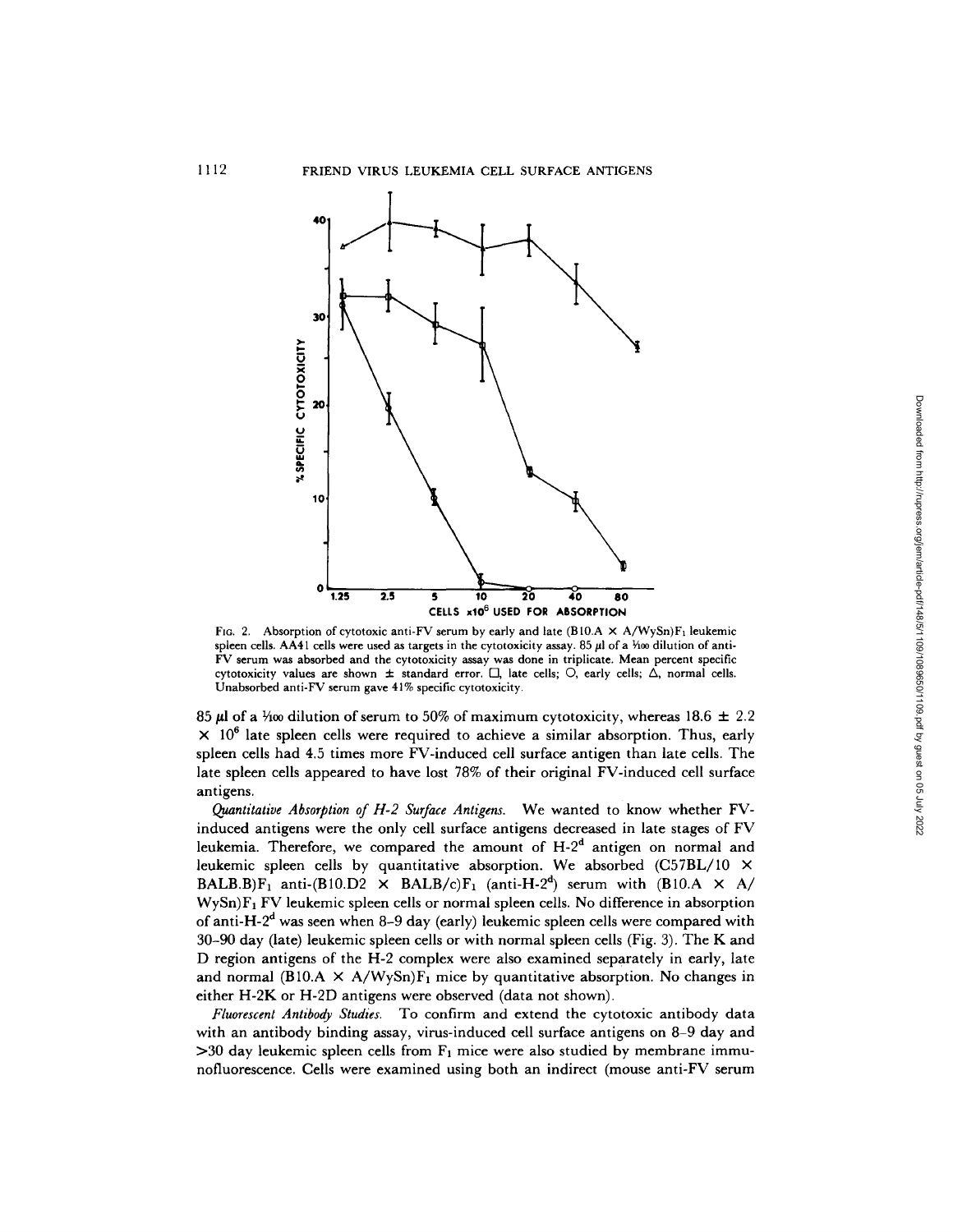FIG. 2. Absorption of cytotoxic anti-FV serum by early and late (B10.A × A/WySn)$F_1$ leukemic spleen cells. AA41 cells were used as targets in the cytotoxicity assay. 85 μl of a 1/100 dilution of anti-FV serum was absorbed and the cytotoxicity assay was done in triplicate. Mean percent specific cytotoxicity values are shown ± standard error. □, late cells; ○, early cells; △, normal cells. Unabsorbed anti-FV serum gave 41% specific cytotoxicity.

85 μl of a 1/100 dilution of serum to 50% of maximum cytotoxicity, whereas 18.6 ± 2.2 × $10^6$ late spleen cells were required to achieve a similar absorption. Thus, early spleen cells had 4.5 times more FV-induced cell surface antigen than late cells. The late spleen cells appeared to have lost 78% of their original FV-induced cell surface antigens.

*Quantitative Absorption of H-2 Surface Antigens.* We wanted to know whether FV-induced antigens were the only cell surface antigens decreased in late stages of FV leukemia. Therefore, we compared the amount of H-$2^d$ antigen on normal and leukemic spleen cells by quantitative absorption. We absorbed (C57BL/10 × BALB.B)$F_1$ anti-(B10.D2 × BALB/c)$F_1$ (anti-H-$2^d$) serum with (B10.A × A/WySn)$F_1$ FV leukemic spleen cells or normal spleen cells. No difference in absorption of anti-H-$2^d$ was seen when 8–9 day (early) leukemic spleen cells were compared with 30–90 day (late) leukemic spleen cells or with normal spleen cells (Fig. 3). The K and D region antigens of the H-2 complex were also examined separately in early, late and normal (B10.A × A/WySn)$F_1$ mice by quantitative absorption. No changes in either H-2K or H-2D antigens were observed (data not shown).

*Fluorescent Antibody Studies.* To confirm and extend the cytotoxic antibody data with an antibody binding assay, virus-induced cell surface antigens on 8–9 day and >30 day leukemic spleen cells from $F_1$ mice were also studied by membrane immunofluorescence. Cells were examined using both an indirect (mouse anti-FV serum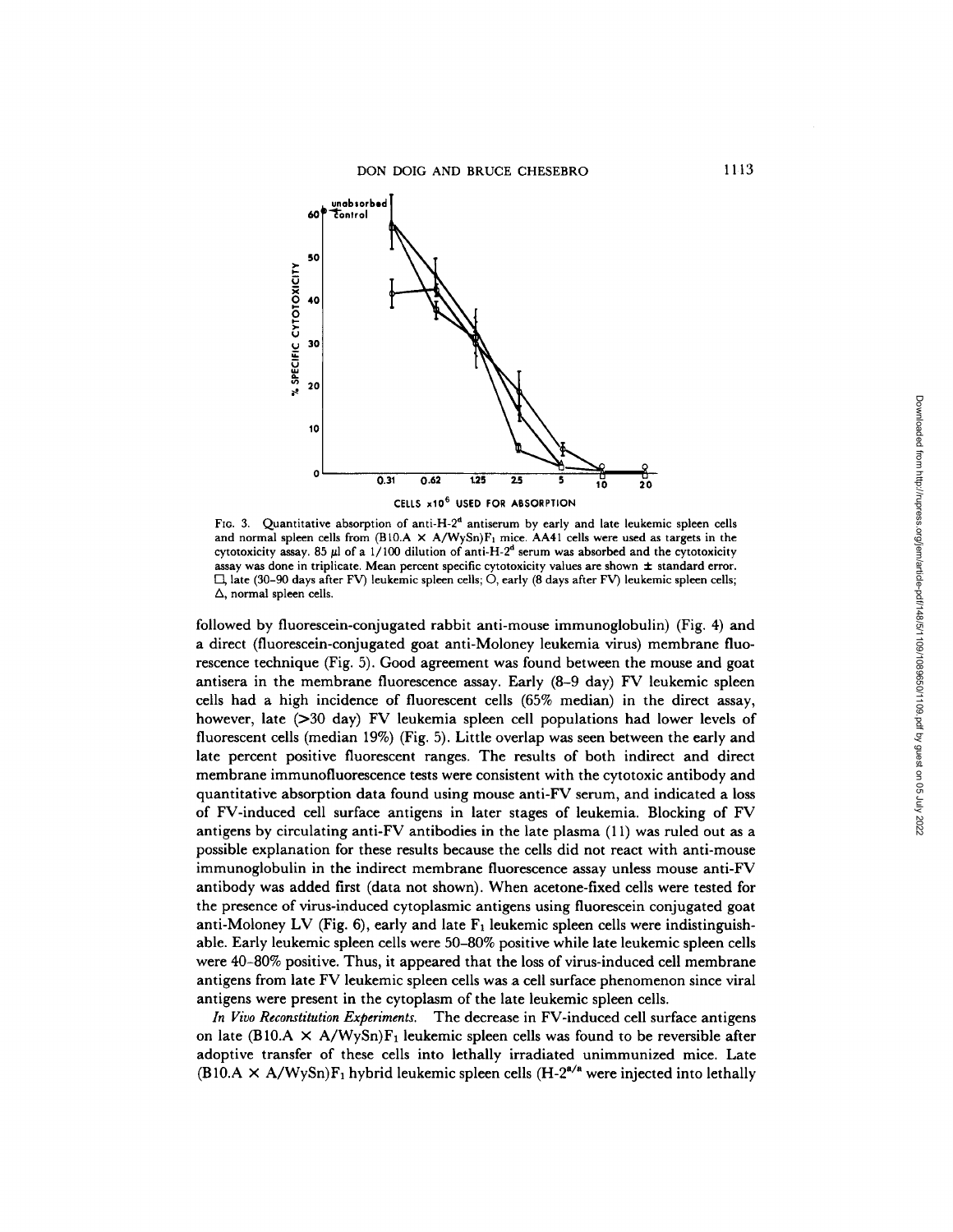FIG. 3. Quantitative absorption of anti-H-$2^d$ antiserum by early and late leukemic spleen cells and normal spleen cells from (B10.A × A/WySn)$F_1$ mice. AA41 cells were used as targets in the cytotoxicity assay. 85 μl of a 1/100 dilution of anti-H-$2^d$ serum was absorbed and the cytotoxicity assay was done in triplicate. Mean percent specific cytotoxicity values are shown ± standard error. □, late (30–90 days after FV) leukemic spleen cells; ○, early (8 days after FV) leukemic spleen cells; △, normal spleen cells.

followed by fluorescein-conjugated rabbit anti-mouse immunoglobulin) (Fig. 4) and a direct (fluorescein-conjugated goat anti-Moloney leukemia virus) membrane fluorescence technique (Fig. 5). Good agreement was found between the mouse and goat antisera in the membrane fluorescence assay. Early (8–9 day) FV leukemic spleen cells had a high incidence of fluorescent cells (65% median) in the direct assay, however, late (>30 day) FV leukemia spleen cell populations had lower levels of fluorescent cells (median 19%) (Fig. 5). Little overlap was seen between the early and late percent positive fluorescent ranges. The results of both indirect and direct membrane immunofluorescence tests were consistent with the cytotoxic antibody and quantitative absorption data found using mouse anti-FV serum, and indicated a loss of FV-induced cell surface antigens in later stages of leukemia. Blocking of FV antigens by circulating anti-FV antibodies in the late plasma (11) was ruled out as a possible explanation for these results because the cells did not react with anti-mouse immunoglobulin in the indirect membrane fluorescence assay unless mouse anti-FV antibody was added first (data not shown). When acetone-fixed cells were tested for the presence of virus-induced cytoplasmic antigens using fluorescein conjugated goat anti-Moloney LV (Fig. 6), early and late $F_1$ leukemic spleen cells were indistinguishable. Early leukemic spleen cells were 50–80% positive while late leukemic spleen cells were 40–80% positive. Thus, it appeared that the loss of virus-induced cell membrane antigens from late FV leukemic spleen cells was a cell surface phenomenon since viral antigens were present in the cytoplasm of the late leukemic spleen cells.

*In Vivo Reconstitution Experiments.* The decrease in FV-induced cell surface antigens on late (B10.A × A/WySn)$F_1$ leukemic spleen cells was found to be reversible after adoptive transfer of these cells into lethally irradiated unimmunized mice. Late (B10.A × A/WySn)$F_1$ hybrid leukemic spleen cells (H-$2^{a/a}$ were injected into lethally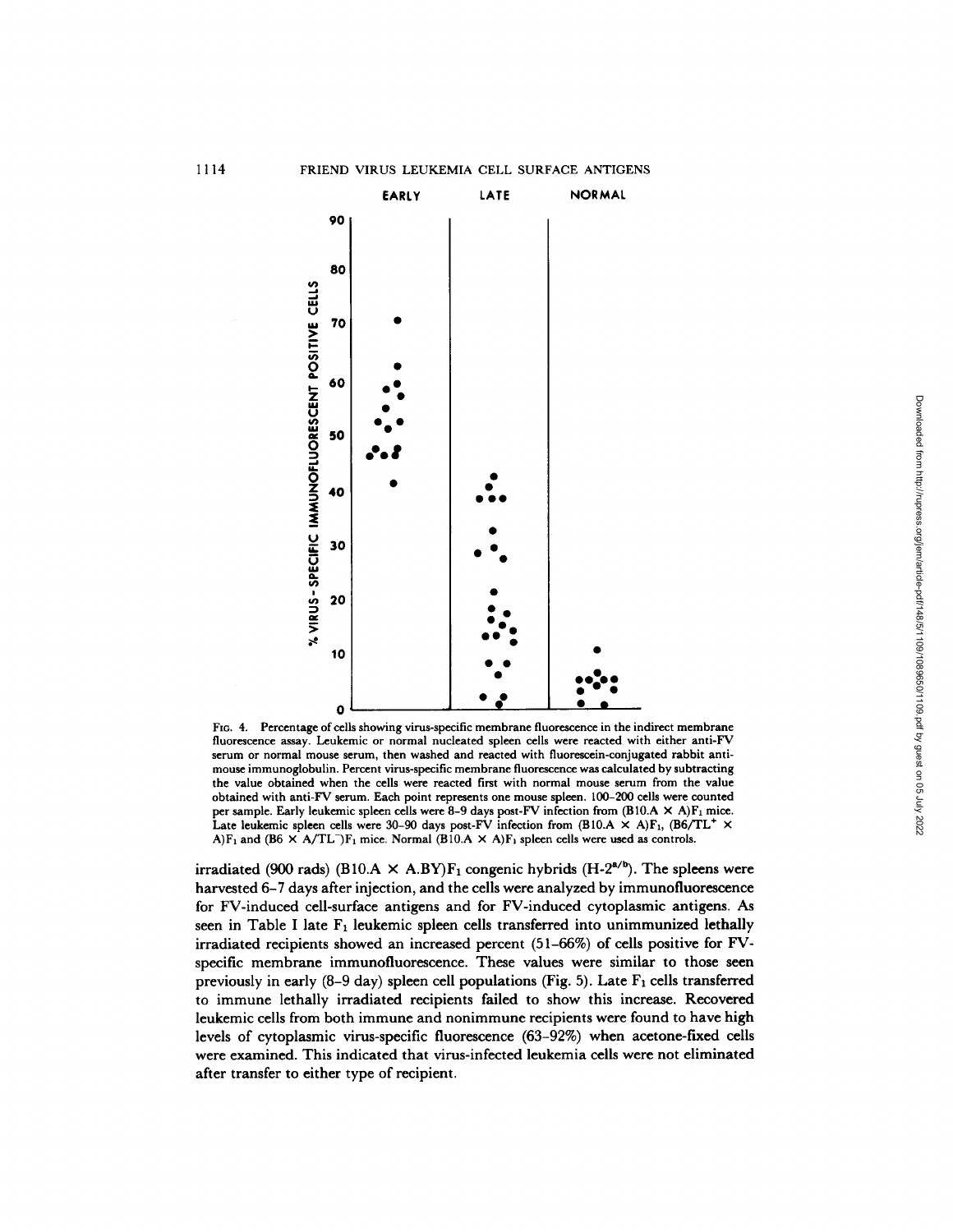FIG. 4. Percentage of cells showing virus-specific membrane fluorescence in the indirect membrane fluorescence assay. Leukemic or normal nucleated spleen cells were reacted with either anti-FV serum or normal mouse serum, then washed and reacted with fluorescein-conjugated rabbit anti-mouse immunoglobulin. Percent virus-specific membrane fluorescence was calculated by subtracting the value obtained when the cells were reacted first with normal mouse serum from the value obtained with anti-FV serum. Each point represents one mouse spleen. 100–200 cells were counted per sample. Early leukemic spleen cells were 8–9 days post-FV infection from (B10.A × A)$F_1$ mice. Late leukemic spleen cells were 30–90 days post-FV infection from (B10.A × A)$F_1$, (B6/TL$^+$ × A)$F_1$ and (B6 × A/TL$^-$)$F_1$ mice. Normal (B10.A × A)$F_1$ spleen cells were used as controls.

irradiated (900 rads) (B10.A × A.BY)$F_1$ congenic hybrids (H-$2^{a/b}$). The spleens were harvested 6–7 days after injection, and the cells were analyzed by immunofluorescence for FV-induced cell-surface antigens and for FV-induced cytoplasmic antigens. As seen in Table I late $F_1$ leukemic spleen cells transferred into unimmunized lethally irradiated recipients showed an increased percent (51–66%) of cells positive for FV-specific membrane immunofluorescence. These values were similar to those seen previously in early (8–9 day) spleen cell populations (Fig. 5). Late $F_1$ cells transferred to immune lethally irradiated recipients failed to show this increase. Recovered leukemic cells from both immune and nonimmune recipients were found to have high levels of cytoplasmic virus-specific fluorescence (63–92%) when acetone-fixed cells were examined. This indicated that virus-infected leukemia cells were not eliminated after transfer to either type of recipient.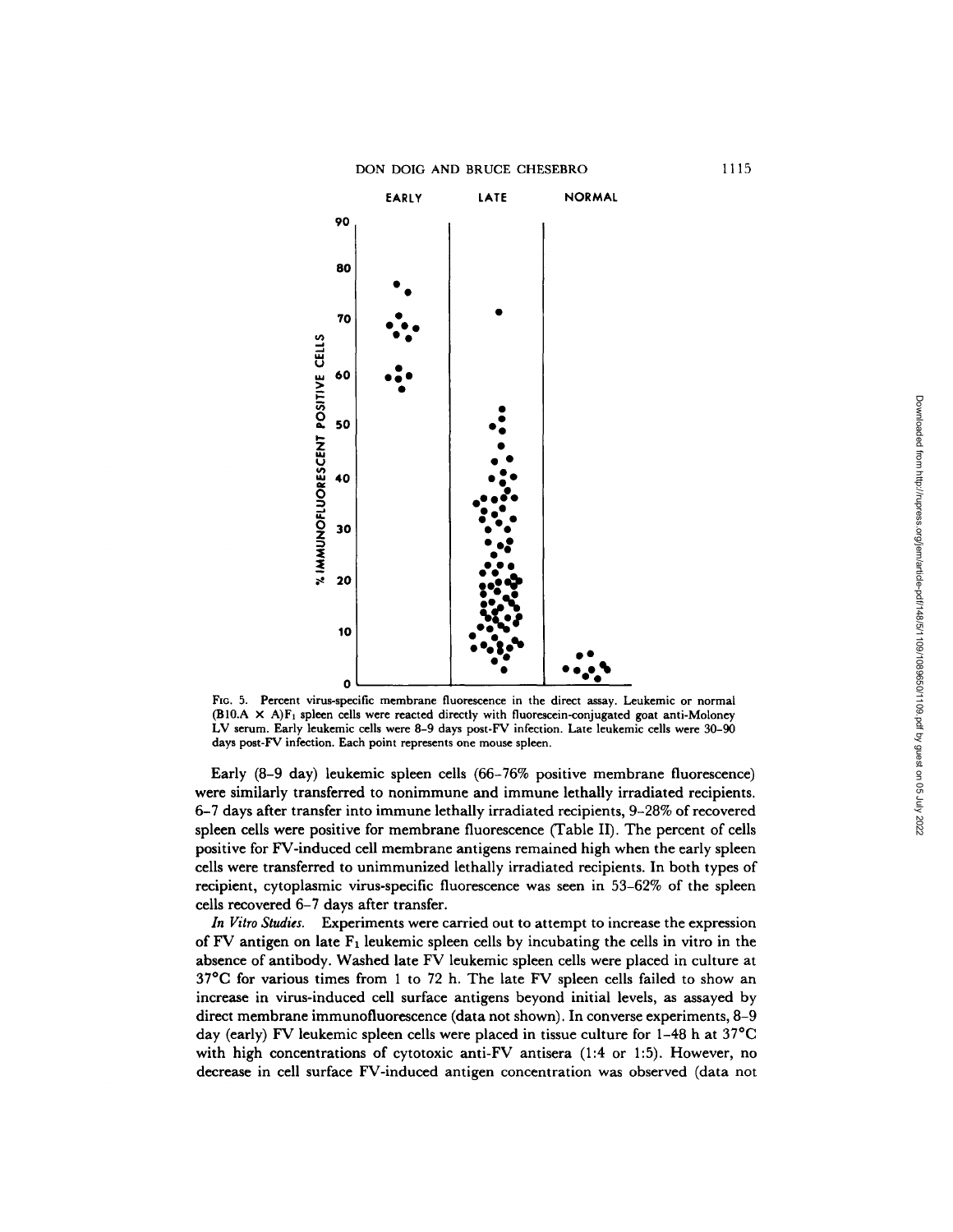FIG. 5. Percent virus-specific membrane fluorescence in the direct assay. Leukemic or normal $(B10.A \times A)F_1$ spleen cells were reacted directly with fluorescein-conjugated goat anti-Moloney LV serum. Early leukemic cells were 8–9 days post-FV infection. Late leukemic cells were 30–90 days post-FV infection. Each point represents one mouse spleen.

Early (8–9 day) leukemic spleen cells (66–76% positive membrane fluorescence) were similarly transferred to nonimmune and immune lethally irradiated recipients. 6–7 days after transfer into immune lethally irradiated recipients, 9–28% of recovered spleen cells were positive for membrane fluorescence (Table II). The percent of cells positive for FV-induced cell membrane antigens remained high when the early spleen cells were transferred to unimmunized lethally irradiated recipients. In both types of recipient, cytoplasmic virus-specific fluorescence was seen in 53–62% of the spleen cells recovered 6–7 days after transfer.

*In Vitro Studies.* Experiments were carried out to attempt to increase the expression of FV antigen on late $F_1$ leukemic spleen cells by incubating the cells in vitro in the absence of antibody. Washed late FV leukemic spleen cells were placed in culture at 37°C for various times from 1 to 72 h. The late FV spleen cells failed to show an increase in virus-induced cell surface antigens beyond initial levels, as assayed by direct membrane immunofluorescence (data not shown). In converse experiments, 8–9 day (early) FV leukemic spleen cells were placed in tissue culture for 1–48 h at 37°C with high concentrations of cytotoxic anti-FV antisera (1:4 or 1:5). However, no decrease in cell surface FV-induced antigen concentration was observed (data not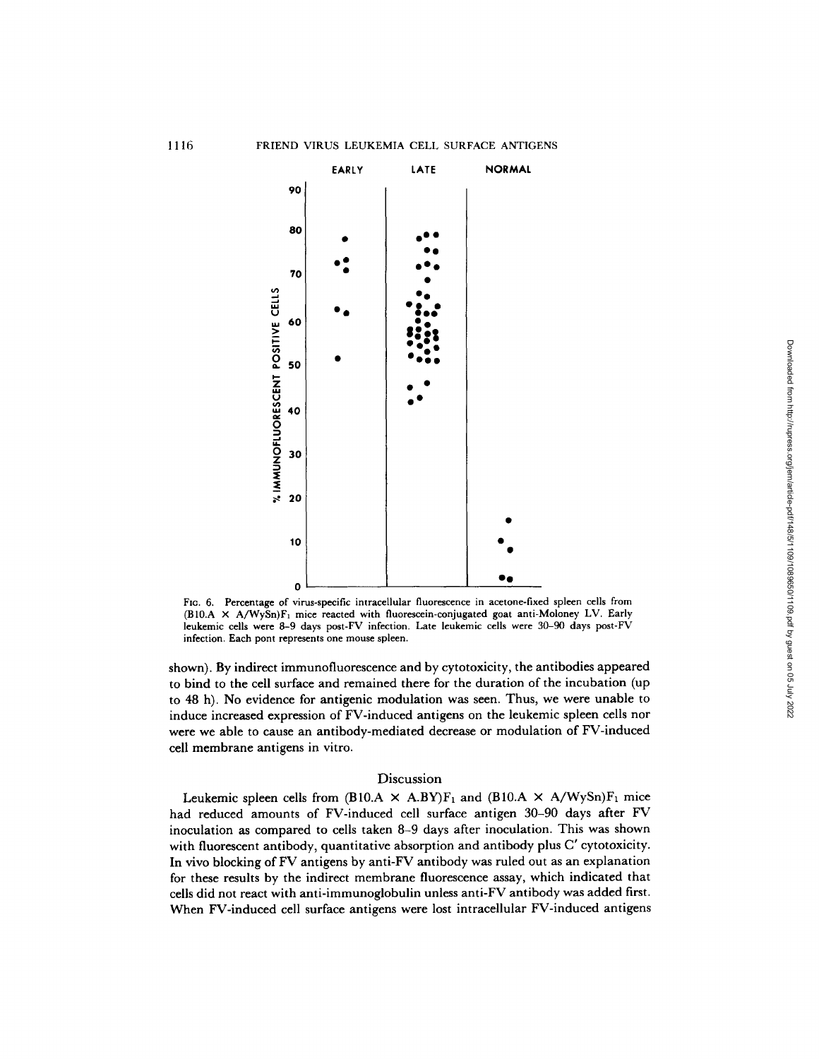Fig. 6. Percentage of virus-specific intracellular fluorescence in acetone-fixed spleen cells from $(B10.A \times A/WySn)F_1$ mice reacted with fluorescein-conjugated goat anti-Moloney LV. Early leukemic cells were 8–9 days post-FV infection. Late leukemic cells were 30–90 days post-FV infection. Each pont represents one mouse spleen.

shown). By indirect immunofluorescence and by cytotoxicity, the antibodies appeared to bind to the cell surface and remained there for the duration of the incubation (up to 48 h). No evidence for antigenic modulation was seen. Thus, we were unable to induce increased expression of FV-induced antigens on the leukemic spleen cells nor were we able to cause an antibody-mediated decrease or modulation of FV-induced cell membrane antigens in vitro.

## Discussion

Leukemic spleen cells from $(B10.A \times A.BY)F_1$ and $(B10.A \times A/WySn)F_1$ mice had reduced amounts of FV-induced cell surface antigen 30–90 days after FV inoculation as compared to cells taken 8–9 days after inoculation. This was shown with fluorescent antibody, quantitative absorption and antibody plus C′ cytotoxicity. In vivo blocking of FV antigens by anti-FV antibody was ruled out as an explanation for these results by the indirect membrane fluorescence assay, which indicated that cells did not react with anti-immunoglobulin unless anti-FV antibody was added first. When FV-induced cell surface antigens were lost intracellular FV-induced antigens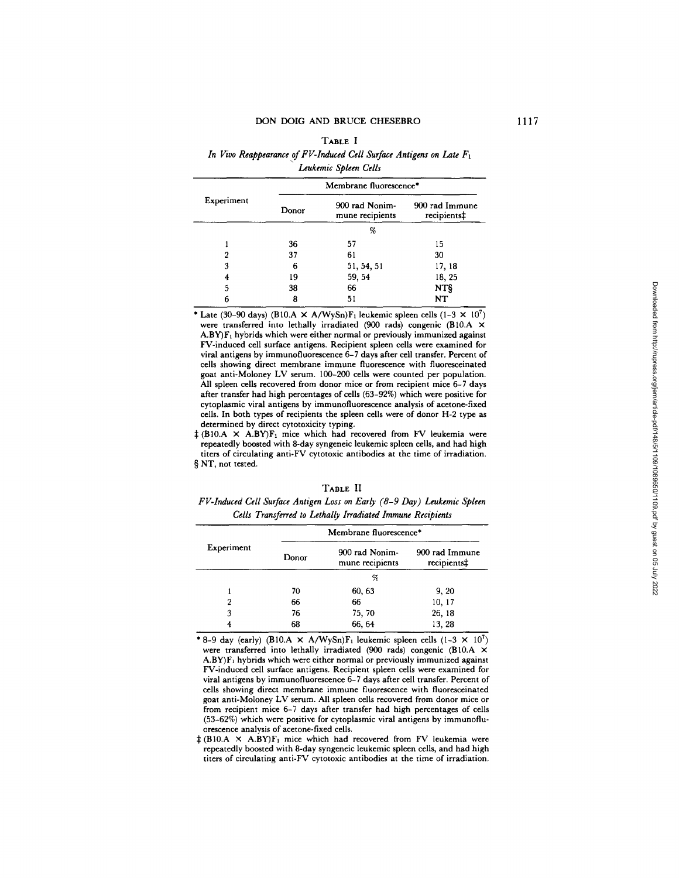TABLE I

*In Vivo Reappearance of FV-Induced Cell Surface Antigens on Late $F_1$ Leukemic Spleen Cells*

| Experiment | Membrane fluorescence* | | |
|---|---|---|---|
| | Donor | 900 rad Nonimmune recipients | 900 rad Immune recipients‡ |
| | | % | |
| 1 | 36 | 57 | 15 |
| 2 | 37 | 61 | 30 |
| 3 | 6 | 51, 54, 51 | 17, 18 |
| 4 | 19 | 59, 54 | 18, 25 |
| 5 | 38 | 66 | NT§ |
| 6 | 8 | 51 | NT |

\* Late (30–90 days) (B10.A × A/WySn)$F_1$ leukemic spleen cells (1–3 × $10^7$) were transferred into lethally irradiated (900 rads) congenic (B10.A × A.BY)$F_1$ hybrids which were either normal or previously immunized against FV-induced cell surface antigens. Recipient spleen cells were examined for viral antigens by immunofluorescence 6–7 days after cell transfer. Percent of cells showing direct membrane immune fluorescence with fluoresceinated goat anti-Moloney LV serum. 100–200 cells were counted per population. All spleen cells recovered from donor mice or from recipient mice 6–7 days after transfer had high percentages of cells (63–92%) which were positive for cytoplasmic viral antigens by immunofluorescence analysis of acetone-fixed cells. In both types of recipients the spleen cells were of donor H-2 type as determined by direct cytotoxicity typing.

‡ (B10.A × A.BY)$F_1$ mice which had recovered from FV leukemia were repeatedly boosted with 8-day syngeneic leukemic spleen cells, and had high titers of circulating anti-FV cytotoxic antibodies at the time of irradiation.

§ NT, not tested.

TABLE II

*FV-Induced Cell Surface Antigen Loss on Early (8–9 Day) Leukemic Spleen Cells Transferred to Lethally Irradiated Immune Recipients*

| Experiment | Membrane fluorescence* | | |
|---|---|---|---|
| | Donor | 900 rad Nonimmune recipients | 900 rad Immune recipients‡ |
| | | % | |
| 1 | 70 | 60, 63 | 9, 20 |
| 2 | 66 | 66 | 10, 17 |
| 3 | 76 | 75, 70 | 26, 18 |
| 4 | 68 | 66, 64 | 13, 28 |

\* 8–9 day (early) (B10.A × A/WySn)$F_1$ leukemic spleen cells (1–3 × $10^7$) were transferred into lethally irradiated (900 rads) congenic (B10.A × A.BY)$F_1$ hybrids which were either normal or previously immunized against FV-induced cell surface antigens. Recipient spleen cells were examined for viral antigens by immunofluorescence 6–7 days after cell transfer. Percent of cells showing direct membrane immune fluorescence with fluoresceinated goat anti-Moloney LV serum. All spleen cells recovered from donor mice or from recipient mice 6–7 days after transfer had high percentages of cells (53–62%) which were positive for cytoplasmic viral antigens by immunofluorescence analysis of acetone-fixed cells.

‡ (B10.A × A.BY)$F_1$ mice which had recovered from FV leukemia were repeatedly boosted with 8-day syngeneic leukemic spleen cells, and had high titers of circulating anti-FV cytotoxic antibodies at the time of irradiation.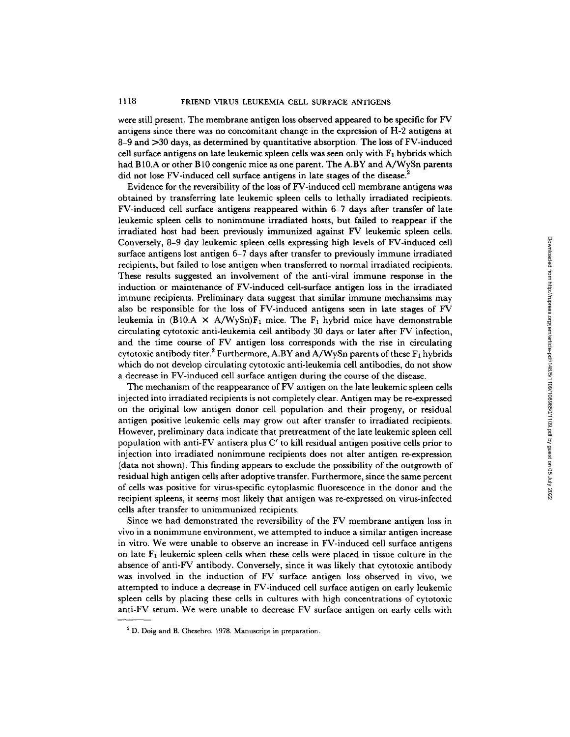were still present. The membrane antigen loss observed appeared to be specific for FV antigens since there was no concomitant change in the expression of H-2 antigens at 8–9 and >30 days, as determined by quantitative absorption. The loss of FV-induced cell surface antigens on late leukemic spleen cells was seen only with $F_1$ hybrids which had B10.A or other B10 congenic mice as one parent. The A.BY and A/WySn parents did not lose FV-induced cell surface antigens in late stages of the disease.[2]

Evidence for the reversibility of the loss of FV-induced cell membrane antigens was obtained by transferring late leukemic spleen cells to lethally irradiated recipients. FV-induced cell surface antigens reappeared within 6–7 days after transfer of late leukemic spleen cells to nonimmune irradiated hosts, but failed to reappear if the irradiated host had been previously immunized against FV leukemic spleen cells. Conversely, 8–9 day leukemic spleen cells expressing high levels of FV-induced cell surface antigens lost antigen 6–7 days after transfer to previously immune irradiated recipients, but failed to lose antigen when transferred to normal irradiated recipients. These results suggested an involvement of the anti-viral immune response in the induction or maintenance of FV-induced cell-surface antigen loss in the irradiated immune recipients. Preliminary data suggest that similar immune mechansims may also be responsible for the loss of FV-induced antigens seen in late stages of FV leukemia in (B10.A × A/WySn)$F_1$ mice. The $F_1$ hybrid mice have demonstrable circulating cytotoxic anti-leukemia cell antibody 30 days or later after FV infection, and the time course of FV antigen loss corresponds with the rise in circulating cytotoxic antibody titer.[2] Furthermore, A.BY and A/WySn parents of these $F_1$ hybrids which do not develop circulating cytotoxic anti-leukemia cell antibodies, do not show a decrease in FV-induced cell surface antigen during the course of the disease.

The mechanism of the reappearance of FV antigen on the late leukemic spleen cells injected into irradiated recipients is not completely clear. Antigen may be re-expressed on the original low antigen donor cell population and their progeny, or residual antigen positive leukemic cells may grow out after transfer to irradiated recipients. However, preliminary data indicate that pretreatment of the late leukemic spleen cell population with anti-FV antisera plus C′ to kill residual antigen positive cells prior to injection into irradiated nonimmune recipients does not alter antigen re-expression (data not shown). This finding appears to exclude the possibility of the outgrowth of residual high antigen cells after adoptive transfer. Furthermore, since the same percent of cells was positive for virus-specific cytoplasmic fluorescence in the donor and the recipient spleens, it seems most likely that antigen was re-expressed on virus-infected cells after transfer to unimmunized recipients.

Since we had demonstrated the reversibility of the FV membrane antigen loss in vivo in a nonimmune environment, we attempted to induce a similar antigen increase in vitro. We were unable to observe an increase in FV-induced cell surface antigens on late $F_1$ leukemic spleen cells when these cells were placed in tissue culture in the absence of anti-FV antibody. Conversely, since it was likely that cytotoxic antibody was involved in the induction of FV surface antigen loss observed in vivo, we attempted to induce a decrease in FV-induced cell surface antigen on early leukemic spleen cells by placing these cells in cultures with high concentrations of cytotoxic anti-FV serum. We were unable to decrease FV surface antigen on early cells with

[2] D. Doig and B. Chesebro. 1978. Manuscript in preparation.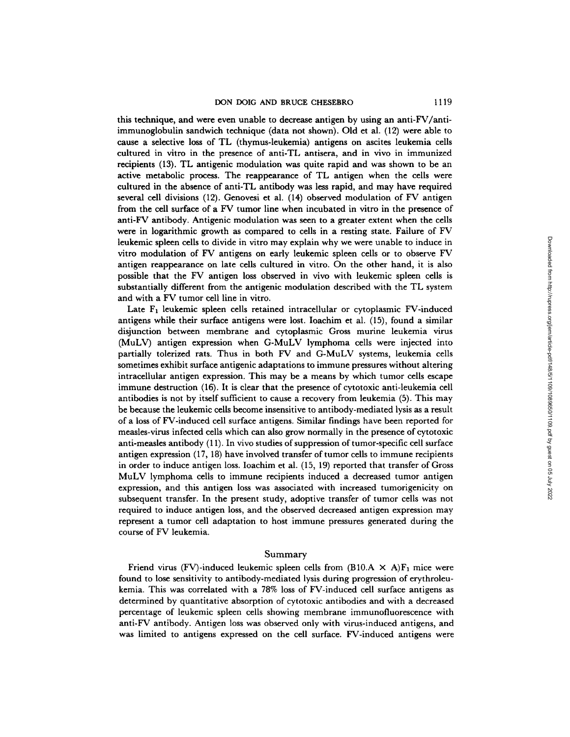this technique, and were even unable to decrease antigen by using an anti-FV/anti-immunoglobulin sandwich technique (data not shown). Old et al. (12) were able to cause a selective loss of TL (thymus-leukemia) antigens on ascites leukemia cells cultured in vitro in the presence of anti-TL antisera, and in vivo in immunized recipients (13). TL antigenic modulation was quite rapid and was shown to be an active metabolic process. The reappearance of TL antigen when the cells were cultured in the absence of anti-TL antibody was less rapid, and may have required several cell divisions (12). Genovesi et al. (14) observed modulation of FV antigen from the cell surface of a FV tumor line when incubated in vitro in the presence of anti-FV antibody. Antigenic modulation was seen to a greater extent when the cells were in logarithmic growth as compared to cells in a resting state. Failure of FV leukemic spleen cells to divide in vitro may explain why we were unable to induce in vitro modulation of FV antigens on early leukemic spleen cells or to observe FV antigen reappearance on late cells cultured in vitro. On the other hand, it is also possible that the FV antigen loss observed in vivo with leukemic spleen cells is substantially different from the antigenic modulation described with the TL system and with a FV tumor cell line in vitro.

Late $F_1$ leukemic spleen cells retained intracellular or cytoplasmic FV-induced antigens while their surface antigens were lost. Ioachim et al. (15), found a similar disjunction between membrane and cytoplasmic Gross murine leukemia virus (MuLV) antigen expression when G-MuLV lymphoma cells were injected into partially tolerized rats. Thus in both FV and G-MuLV systems, leukemia cells sometimes exhibit surface antigenic adaptations to immune pressures without altering intracellular antigen expression. This may be a means by which tumor cells escape immune destruction (16). It is clear that the presence of cytotoxic anti-leukemia cell antibodies is not by itself sufficient to cause a recovery from leukemia (5). This may be because the leukemic cells become insensitive to antibody-mediated lysis as a result of a loss of FV-induced cell surface antigens. Similar findings have been reported for measles-virus infected cells which can also grow normally in the presence of cytotoxic anti-measles antibody (11). In vivo studies of suppression of tumor-specific cell surface antigen expression (17, 18) have involved transfer of tumor cells to immune recipients in order to induce antigen loss. Ioachim et al. (15, 19) reported that transfer of Gross MuLV lymphoma cells to immune recipients induced a decreased tumor antigen expression, and this antigen loss was associated with increased tumorigenicity on subsequent transfer. In the present study, adoptive transfer of tumor cells was not required to induce antigen loss, and the observed decreased antigen expression may represent a tumor cell adaptation to host immune pressures generated during the course of FV leukemia.

## Summary

Friend virus (FV)-induced leukemic spleen cells from (B10.A × A)$F_1$ mice were found to lose sensitivity to antibody-mediated lysis during progression of erythroleukemia. This was correlated with a 78% loss of FV-induced cell surface antigens as determined by quantitative absorption of cytotoxic antibodies and with a decreased percentage of leukemic spleen cells showing membrane immunofluorescence with anti-FV antibody. Antigen loss was observed only with virus-induced antigens, and was limited to antigens expressed on the cell surface. FV-induced antigens were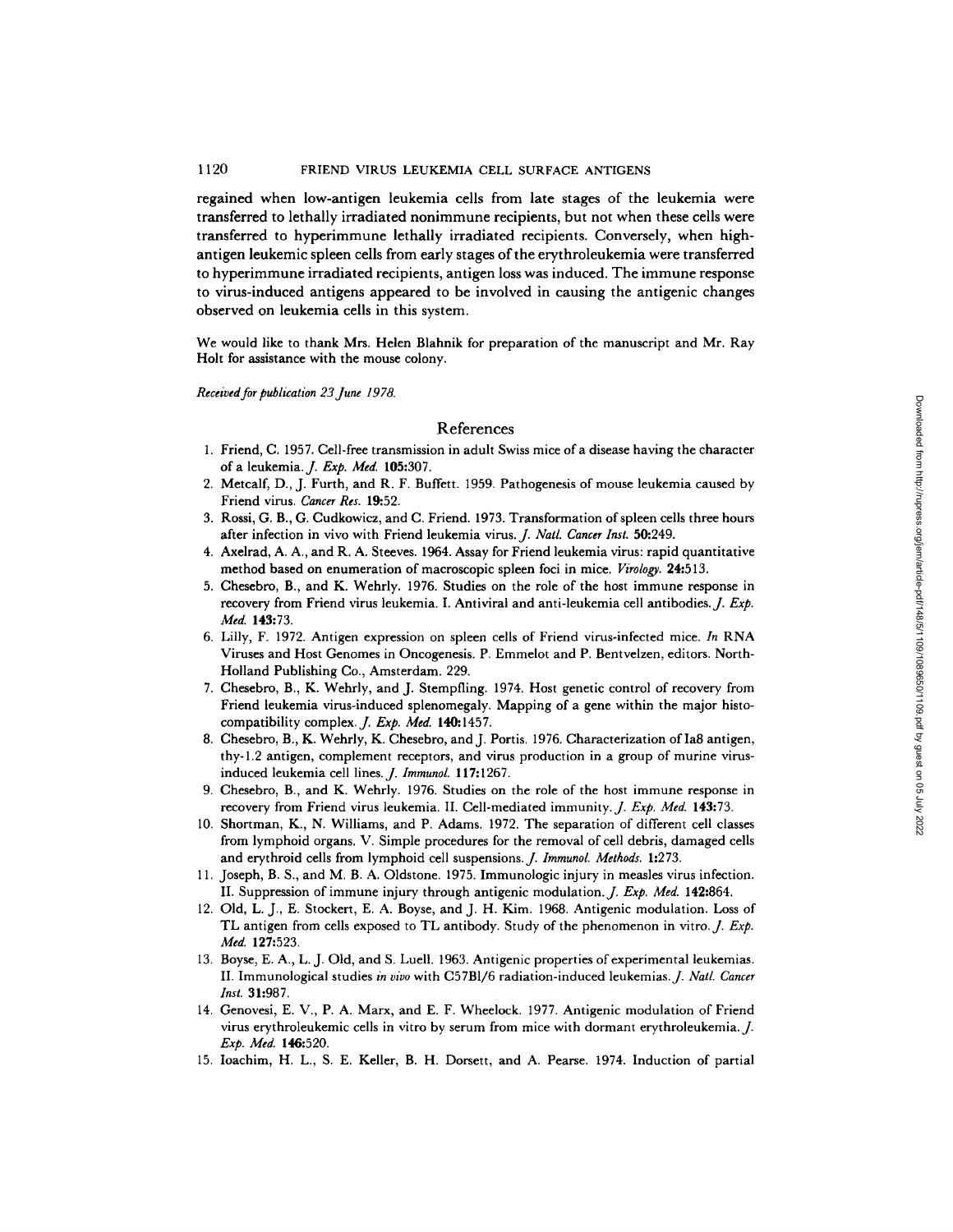regained when low-antigen leukemia cells from late stages of the leukemia were transferred to lethally irradiated nonimmune recipients, but not when these cells were transferred to hyperimmune lethally irradiated recipients. Conversely, when high-antigen leukemic spleen cells from early stages of the erythroleukemia were transferred to hyperimmune irradiated recipients, antigen loss was induced. The immune response to virus-induced antigens appeared to be involved in causing the antigenic changes observed on leukemia cells in this system.

We would like to thank Mrs. Helen Blahnik for preparation of the manuscript and Mr. Ray Holt for assistance with the mouse colony.

*Received for publication 23 June 1978.*

## References

1. Friend, C. 1957. Cell-free transmission in adult Swiss mice of a disease having the character of a leukemia. *J. Exp. Med.* **105:**307.
2. Metcalf, D., J. Furth, and R. F. Buffett. 1959. Pathogenesis of mouse leukemia caused by Friend virus. *Cancer Res.* **19:**52.
3. Rossi, G. B., G. Cudkowicz, and C. Friend. 1973. Transformation of spleen cells three hours after infection in vivo with Friend leukemia virus. *J. Natl. Cancer Inst.* **50:**249.
4. Axelrad, A. A., and R. A. Steeves. 1964. Assay for Friend leukemia virus: rapid quantitative method based on enumeration of macroscopic spleen foci in mice. *Virology.* **24:**513.
5. Chesebro, B., and K. Wehrly. 1976. Studies on the role of the host immune response in recovery from Friend virus leukemia. I. Antiviral and anti-leukemia cell antibodies. *J. Exp. Med.* **143:**73.
6. Lilly, F. 1972. Antigen expression on spleen cells of Friend virus-infected mice. *In* RNA Viruses and Host Genomes in Oncogenesis. P. Emmelot and P. Bentvelzen, editors. North-Holland Publishing Co., Amsterdam. 229.
7. Chesebro, B., K. Wehrly, and J. Stempfling. 1974. Host genetic control of recovery from Friend leukemia virus-induced splenomegaly. Mapping of a gene within the major histocompatibility complex. *J. Exp. Med.* **140:**1457.
8. Chesebro, B., K. Wehrly, K. Chesebro, and J. Portis. 1976. Characterization of Ia8 antigen, thy-1.2 antigen, complement receptors, and virus production in a group of murine virus-induced leukemia cell lines. *J. Immunol.* **117:**1267.
9. Chesebro, B., and K. Wehrly. 1976. Studies on the role of the host immune response in recovery from Friend virus leukemia. II. Cell-mediated immunity. *J. Exp. Med.* **143:**73.
10. Shortman, K., N. Williams, and P. Adams. 1972. The separation of different cell classes from lymphoid organs. V. Simple procedures for the removal of cell debris, damaged cells and erythroid cells from lymphoid cell suspensions. *J. Immunol. Methods.* **1:**273.
11. Joseph, B. S., and M. B. A. Oldstone. 1975. Immunologic injury in measles virus infection. II. Suppression of immune injury through antigenic modulation. *J. Exp. Med.* **142:**864.
12. Old, L. J., E. Stockert, E. A. Boyse, and J. H. Kim. 1968. Antigenic modulation. Loss of TL antigen from cells exposed to TL antibody. Study of the phenomenon in vitro. *J. Exp. Med.* **127:**523.
13. Boyse, E. A., L. J. Old, and S. Luell. 1963. Antigenic properties of experimental leukemias. II. Immunological studies *in vivo* with C57Bl/6 radiation-induced leukemias. *J. Natl. Cancer Inst.* **31:**987.
14. Genovesi, E. V., P. A. Marx, and E. F. Wheelock. 1977. Antigenic modulation of Friend virus erythroleukemic cells in vitro by serum from mice with dormant erythroleukemia. *J. Exp. Med.* **146:**520.
15. Ioachim, H. L., S. E. Keller, B. H. Dorsett, and A. Pearse. 1974. Induction of partial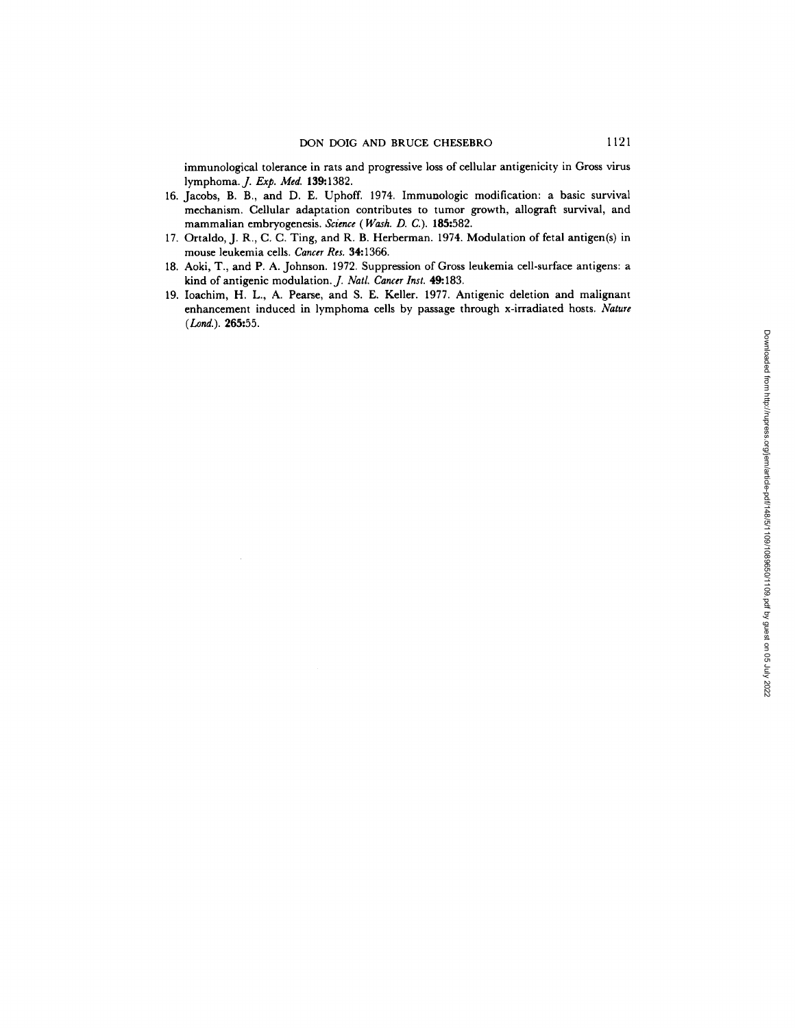immunological tolerance in rats and progressive loss of cellular antigenicity in Gross virus lymphoma. *J. Exp. Med.* **139:**1382.

16. Jacobs, B. B., and D. E. Uphoff. 1974. Immunologic modification: a basic survival mechanism. Cellular adaptation contributes to tumor growth, allograft survival, and mammalian embryogenesis. *Science (Wash. D. C.).* **185:**582.
17. Ortaldo, J. R., C. C. Ting, and R. B. Herberman. 1974. Modulation of fetal antigen(s) in mouse leukemia cells. *Cancer Res.* **34:**1366.
18. Aoki, T., and P. A. Johnson. 1972. Suppression of Gross leukemia cell-surface antigens: a kind of antigenic modulation. *J. Natl. Cancer Inst.* **49:**183.
19. Ioachim, H. L., A. Pearse, and S. E. Keller. 1977. Antigenic deletion and malignant enhancement induced in lymphoma cells by passage through x-irradiated hosts. *Nature (Lond.).* **265:**55.